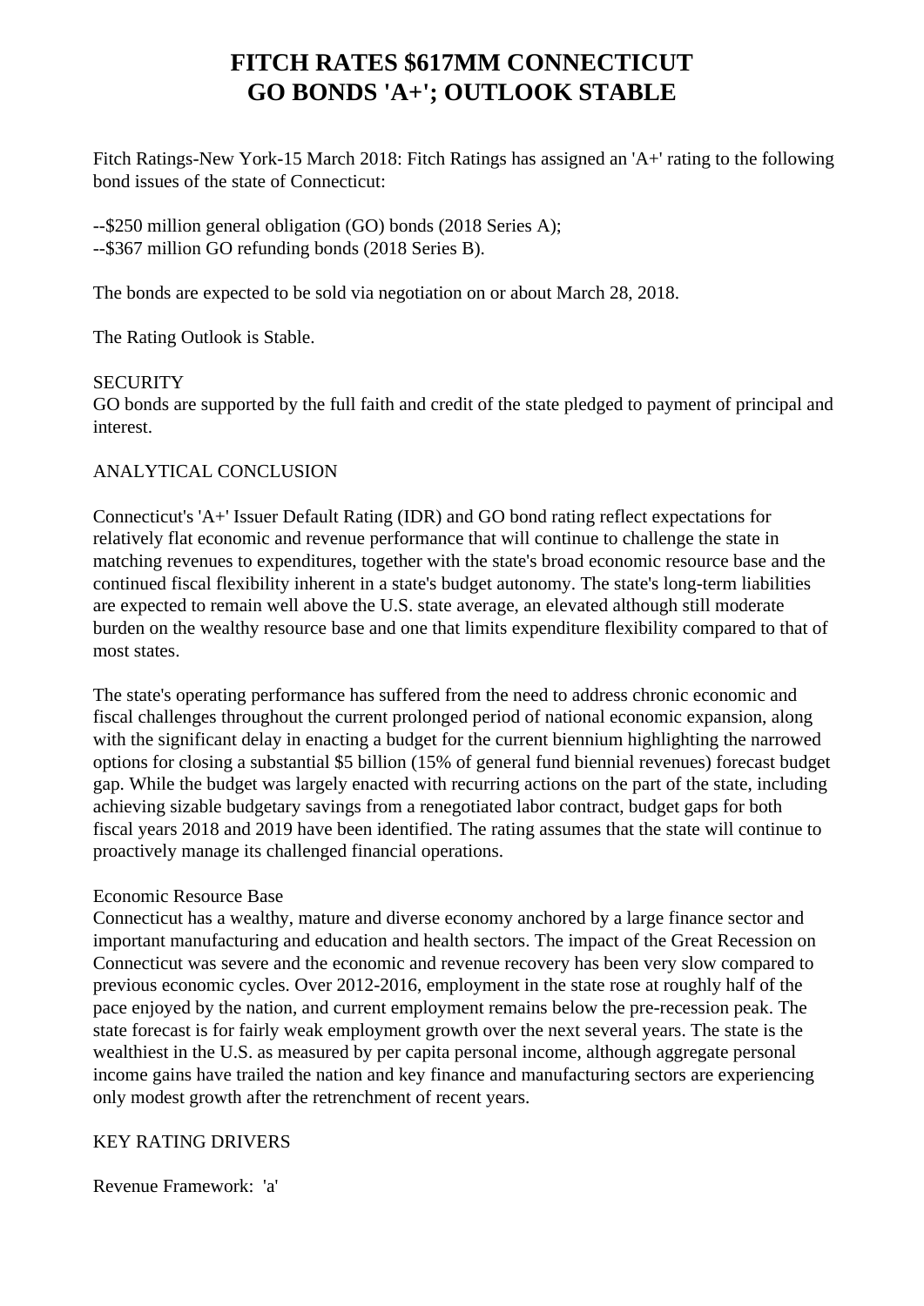# FITCH RATES $617MM CONNECTICUT GO BONDS 'A+'; OUTLOOK STABLE

Fitch Ratings-New York-15 March 2018: Fitch Ratings has assigned an 'A+' rating to the following bond issues of the state of Connecticut:

--$250 million general obligation (GO) bonds (2018 Series A);
--$367 million GO refunding bonds (2018 Series B).

The bonds are expected to be sold via negotiation on or about March 28, 2018.

The Rating Outlook is Stable.

SECURITY
GO bonds are supported by the full faith and credit of the state pledged to payment of principal and interest.

ANALYTICAL CONCLUSION

Connecticut's 'A+' Issuer Default Rating (IDR) and GO bond rating reflect expectations for relatively flat economic and revenue performance that will continue to challenge the state in matching revenues to expenditures, together with the state's broad economic resource base and the continued fiscal flexibility inherent in a state's budget autonomy. The state's long-term liabilities are expected to remain well above the U.S. state average, an elevated although still moderate burden on the wealthy resource base and one that limits expenditure flexibility compared to that of most states.

The state's operating performance has suffered from the need to address chronic economic and fiscal challenges throughout the current prolonged period of national economic expansion, along with the significant delay in enacting a budget for the current biennium highlighting the narrowed options for closing a substantial $5 billion (15% of general fund biennial revenues) forecast budget gap. While the budget was largely enacted with recurring actions on the part of the state, including achieving sizable budgetary savings from a renegotiated labor contract, budget gaps for both fiscal years 2018 and 2019 have been identified. The rating assumes that the state will continue to proactively manage its challenged financial operations.

Economic Resource Base
Connecticut has a wealthy, mature and diverse economy anchored by a large finance sector and important manufacturing and education and health sectors. The impact of the Great Recession on Connecticut was severe and the economic and revenue recovery has been very slow compared to previous economic cycles. Over 2012-2016, employment in the state rose at roughly half of the pace enjoyed by the nation, and current employment remains below the pre-recession peak. The state forecast is for fairly weak employment growth over the next several years. The state is the wealthiest in the U.S. as measured by per capita personal income, although aggregate personal income gains have trailed the nation and key finance and manufacturing sectors are experiencing only modest growth after the retrenchment of recent years.

KEY RATING DRIVERS

Revenue Framework: 'a'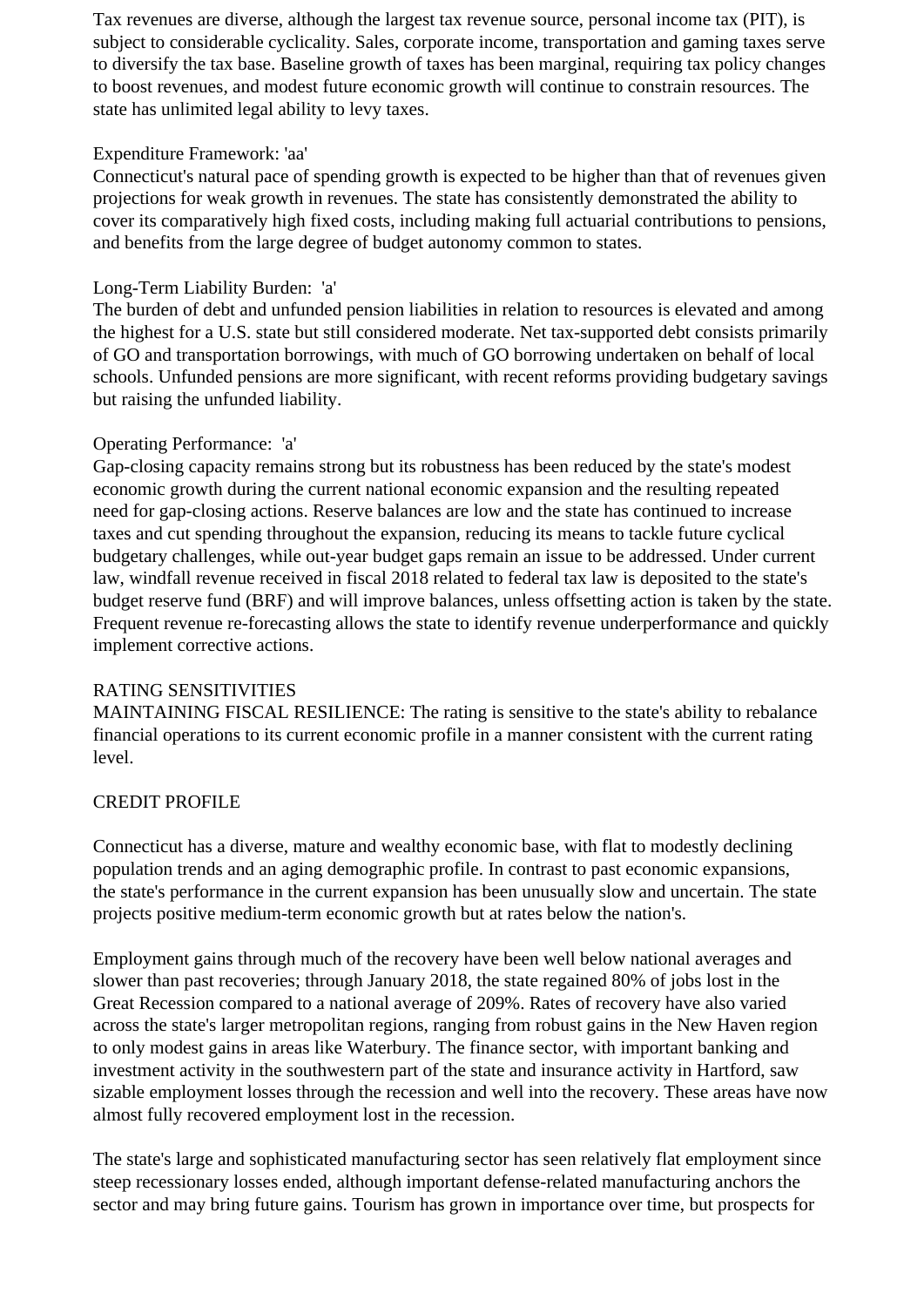Tax revenues are diverse, although the largest tax revenue source, personal income tax (PIT), is subject to considerable cyclicality. Sales, corporate income, transportation and gaming taxes serve to diversify the tax base. Baseline growth of taxes has been marginal, requiring tax policy changes to boost revenues, and modest future economic growth will continue to constrain resources. The state has unlimited legal ability to levy taxes.

Expenditure Framework: 'aa'
Connecticut's natural pace of spending growth is expected to be higher than that of revenues given projections for weak growth in revenues. The state has consistently demonstrated the ability to cover its comparatively high fixed costs, including making full actuarial contributions to pensions, and benefits from the large degree of budget autonomy common to states.

Long-Term Liability Burden: 'a'
The burden of debt and unfunded pension liabilities in relation to resources is elevated and among the highest for a U.S. state but still considered moderate. Net tax-supported debt consists primarily of GO and transportation borrowings, with much of GO borrowing undertaken on behalf of local schools. Unfunded pensions are more significant, with recent reforms providing budgetary savings but raising the unfunded liability.

Operating Performance: 'a'
Gap-closing capacity remains strong but its robustness has been reduced by the state's modest economic growth during the current national economic expansion and the resulting repeated need for gap-closing actions. Reserve balances are low and the state has continued to increase taxes and cut spending throughout the expansion, reducing its means to tackle future cyclical budgetary challenges, while out-year budget gaps remain an issue to be addressed. Under current law, windfall revenue received in fiscal 2018 related to federal tax law is deposited to the state's budget reserve fund (BRF) and will improve balances, unless offsetting action is taken by the state. Frequent revenue re-forecasting allows the state to identify revenue underperformance and quickly implement corrective actions.

RATING SENSITIVITIES
MAINTAINING FISCAL RESILIENCE: The rating is sensitive to the state's ability to rebalance financial operations to its current economic profile in a manner consistent with the current rating level.

CREDIT PROFILE

Connecticut has a diverse, mature and wealthy economic base, with flat to modestly declining population trends and an aging demographic profile. In contrast to past economic expansions, the state's performance in the current expansion has been unusually slow and uncertain. The state projects positive medium-term economic growth but at rates below the nation's.

Employment gains through much of the recovery have been well below national averages and slower than past recoveries; through January 2018, the state regained 80% of jobs lost in the Great Recession compared to a national average of 209%. Rates of recovery have also varied across the state's larger metropolitan regions, ranging from robust gains in the New Haven region to only modest gains in areas like Waterbury. The finance sector, with important banking and investment activity in the southwestern part of the state and insurance activity in Hartford, saw sizable employment losses through the recession and well into the recovery. These areas have now almost fully recovered employment lost in the recession.

The state's large and sophisticated manufacturing sector has seen relatively flat employment since steep recessionary losses ended, although important defense-related manufacturing anchors the sector and may bring future gains. Tourism has grown in importance over time, but prospects for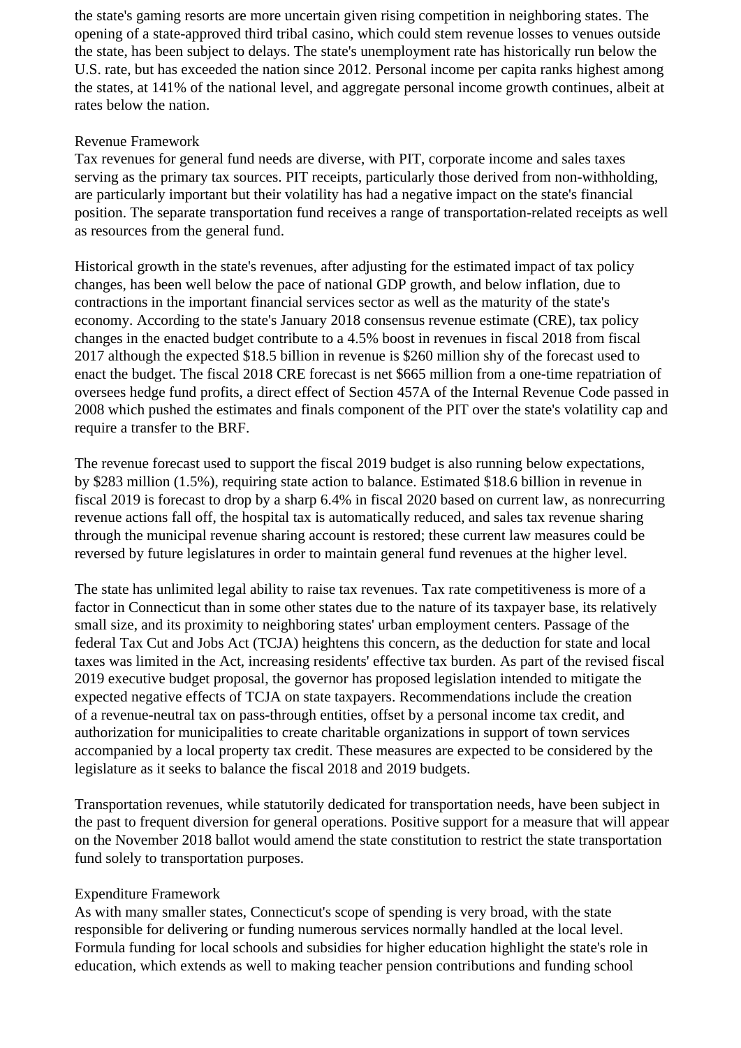the state's gaming resorts are more uncertain given rising competition in neighboring states. The opening of a state-approved third tribal casino, which could stem revenue losses to venues outside the state, has been subject to delays. The state's unemployment rate has historically run below the U.S. rate, but has exceeded the nation since 2012. Personal income per capita ranks highest among the states, at 141% of the national level, and aggregate personal income growth continues, albeit at rates below the nation.

## Revenue Framework

Tax revenues for general fund needs are diverse, with PIT, corporate income and sales taxes serving as the primary tax sources. PIT receipts, particularly those derived from non-withholding, are particularly important but their volatility has had a negative impact on the state's financial position. The separate transportation fund receives a range of transportation-related receipts as well as resources from the general fund.

Historical growth in the state's revenues, after adjusting for the estimated impact of tax policy changes, has been well below the pace of national GDP growth, and below inflation, due to contractions in the important financial services sector as well as the maturity of the state's economy. According to the state's January 2018 consensus revenue estimate (CRE), tax policy changes in the enacted budget contribute to a 4.5% boost in revenues in fiscal 2018 from fiscal 2017 although the expected $18.5 billion in revenue is $260 million shy of the forecast used to enact the budget. The fiscal 2018 CRE forecast is net $665 million from a one-time repatriation of oversees hedge fund profits, a direct effect of Section 457A of the Internal Revenue Code passed in 2008 which pushed the estimates and finals component of the PIT over the state's volatility cap and require a transfer to the BRF.

The revenue forecast used to support the fiscal 2019 budget is also running below expectations, by $283 million (1.5%), requiring state action to balance. Estimated $18.6 billion in revenue in fiscal 2019 is forecast to drop by a sharp 6.4% in fiscal 2020 based on current law, as nonrecurring revenue actions fall off, the hospital tax is automatically reduced, and sales tax revenue sharing through the municipal revenue sharing account is restored; these current law measures could be reversed by future legislatures in order to maintain general fund revenues at the higher level.

The state has unlimited legal ability to raise tax revenues. Tax rate competitiveness is more of a factor in Connecticut than in some other states due to the nature of its taxpayer base, its relatively small size, and its proximity to neighboring states' urban employment centers. Passage of the federal Tax Cut and Jobs Act (TCJA) heightens this concern, as the deduction for state and local taxes was limited in the Act, increasing residents' effective tax burden. As part of the revised fiscal 2019 executive budget proposal, the governor has proposed legislation intended to mitigate the expected negative effects of TCJA on state taxpayers. Recommendations include the creation of a revenue-neutral tax on pass-through entities, offset by a personal income tax credit, and authorization for municipalities to create charitable organizations in support of town services accompanied by a local property tax credit. These measures are expected to be considered by the legislature as it seeks to balance the fiscal 2018 and 2019 budgets.

Transportation revenues, while statutorily dedicated for transportation needs, have been subject in the past to frequent diversion for general operations. Positive support for a measure that will appear on the November 2018 ballot would amend the state constitution to restrict the state transportation fund solely to transportation purposes.

## Expenditure Framework

As with many smaller states, Connecticut's scope of spending is very broad, with the state responsible for delivering or funding numerous services normally handled at the local level. Formula funding for local schools and subsidies for higher education highlight the state's role in education, which extends as well to making teacher pension contributions and funding school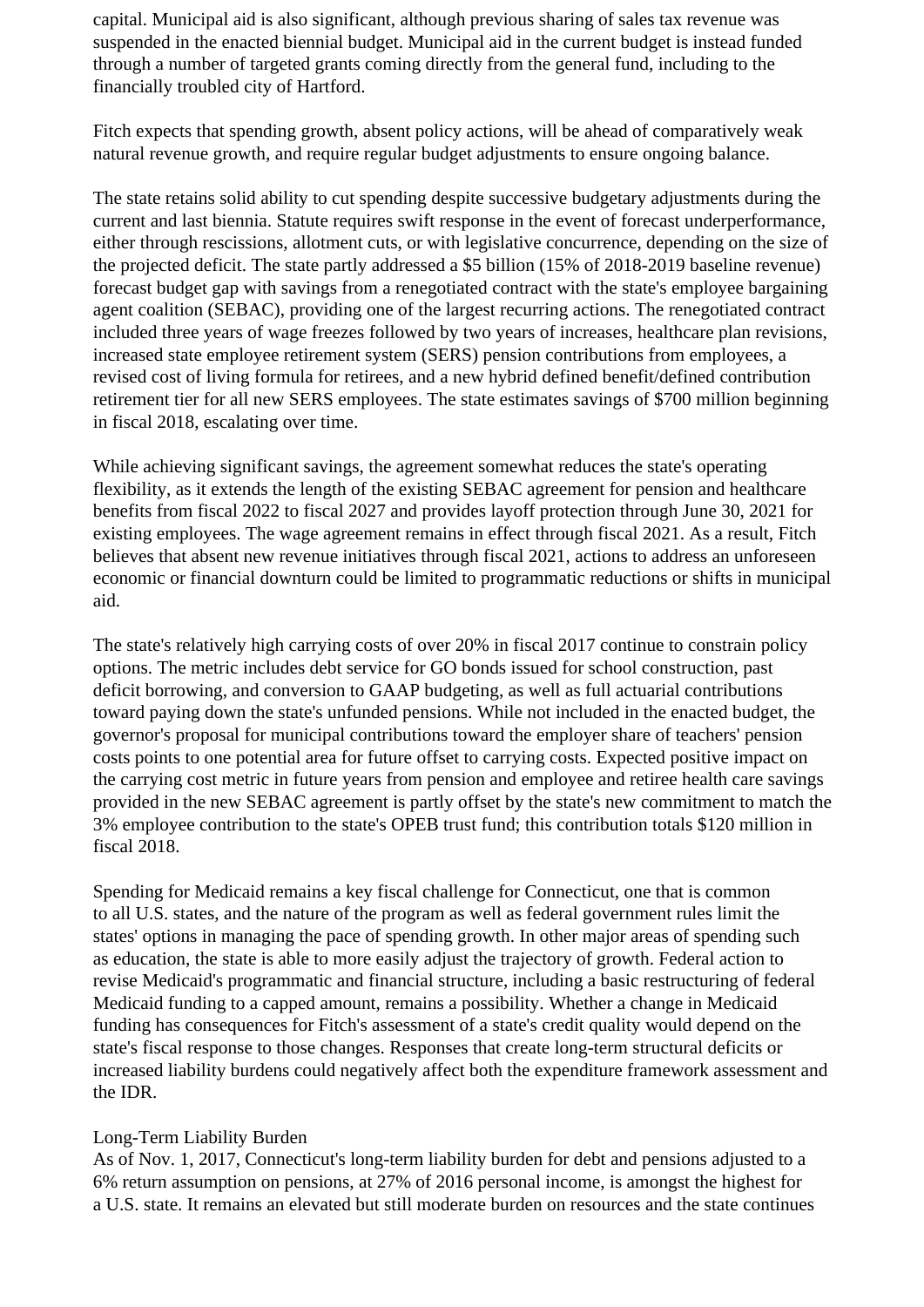capital. Municipal aid is also significant, although previous sharing of sales tax revenue was suspended in the enacted biennial budget. Municipal aid in the current budget is instead funded through a number of targeted grants coming directly from the general fund, including to the financially troubled city of Hartford.

Fitch expects that spending growth, absent policy actions, will be ahead of comparatively weak natural revenue growth, and require regular budget adjustments to ensure ongoing balance.

The state retains solid ability to cut spending despite successive budgetary adjustments during the current and last biennia. Statute requires swift response in the event of forecast underperformance, either through rescissions, allotment cuts, or with legislative concurrence, depending on the size of the projected deficit. The state partly addressed a $5 billion (15% of 2018-2019 baseline revenue) forecast budget gap with savings from a renegotiated contract with the state's employee bargaining agent coalition (SEBAC), providing one of the largest recurring actions. The renegotiated contract included three years of wage freezes followed by two years of increases, healthcare plan revisions, increased state employee retirement system (SERS) pension contributions from employees, a revised cost of living formula for retirees, and a new hybrid defined benefit/defined contribution retirement tier for all new SERS employees. The state estimates savings of $700 million beginning in fiscal 2018, escalating over time.

While achieving significant savings, the agreement somewhat reduces the state's operating flexibility, as it extends the length of the existing SEBAC agreement for pension and healthcare benefits from fiscal 2022 to fiscal 2027 and provides layoff protection through June 30, 2021 for existing employees. The wage agreement remains in effect through fiscal 2021. As a result, Fitch believes that absent new revenue initiatives through fiscal 2021, actions to address an unforeseen economic or financial downturn could be limited to programmatic reductions or shifts in municipal aid.

The state's relatively high carrying costs of over 20% in fiscal 2017 continue to constrain policy options. The metric includes debt service for GO bonds issued for school construction, past deficit borrowing, and conversion to GAAP budgeting, as well as full actuarial contributions toward paying down the state's unfunded pensions. While not included in the enacted budget, the governor's proposal for municipal contributions toward the employer share of teachers' pension costs points to one potential area for future offset to carrying costs. Expected positive impact on the carrying cost metric in future years from pension and employee and retiree health care savings provided in the new SEBAC agreement is partly offset by the state's new commitment to match the 3% employee contribution to the state's OPEB trust fund; this contribution totals $120 million in fiscal 2018.

Spending for Medicaid remains a key fiscal challenge for Connecticut, one that is common to all U.S. states, and the nature of the program as well as federal government rules limit the states' options in managing the pace of spending growth. In other major areas of spending such as education, the state is able to more easily adjust the trajectory of growth. Federal action to revise Medicaid's programmatic and financial structure, including a basic restructuring of federal Medicaid funding to a capped amount, remains a possibility. Whether a change in Medicaid funding has consequences for Fitch's assessment of a state's credit quality would depend on the state's fiscal response to those changes. Responses that create long-term structural deficits or increased liability burdens could negatively affect both the expenditure framework assessment and the IDR.

Long-Term Liability Burden

As of Nov. 1, 2017, Connecticut's long-term liability burden for debt and pensions adjusted to a 6% return assumption on pensions, at 27% of 2016 personal income, is amongst the highest for a U.S. state. It remains an elevated but still moderate burden on resources and the state continues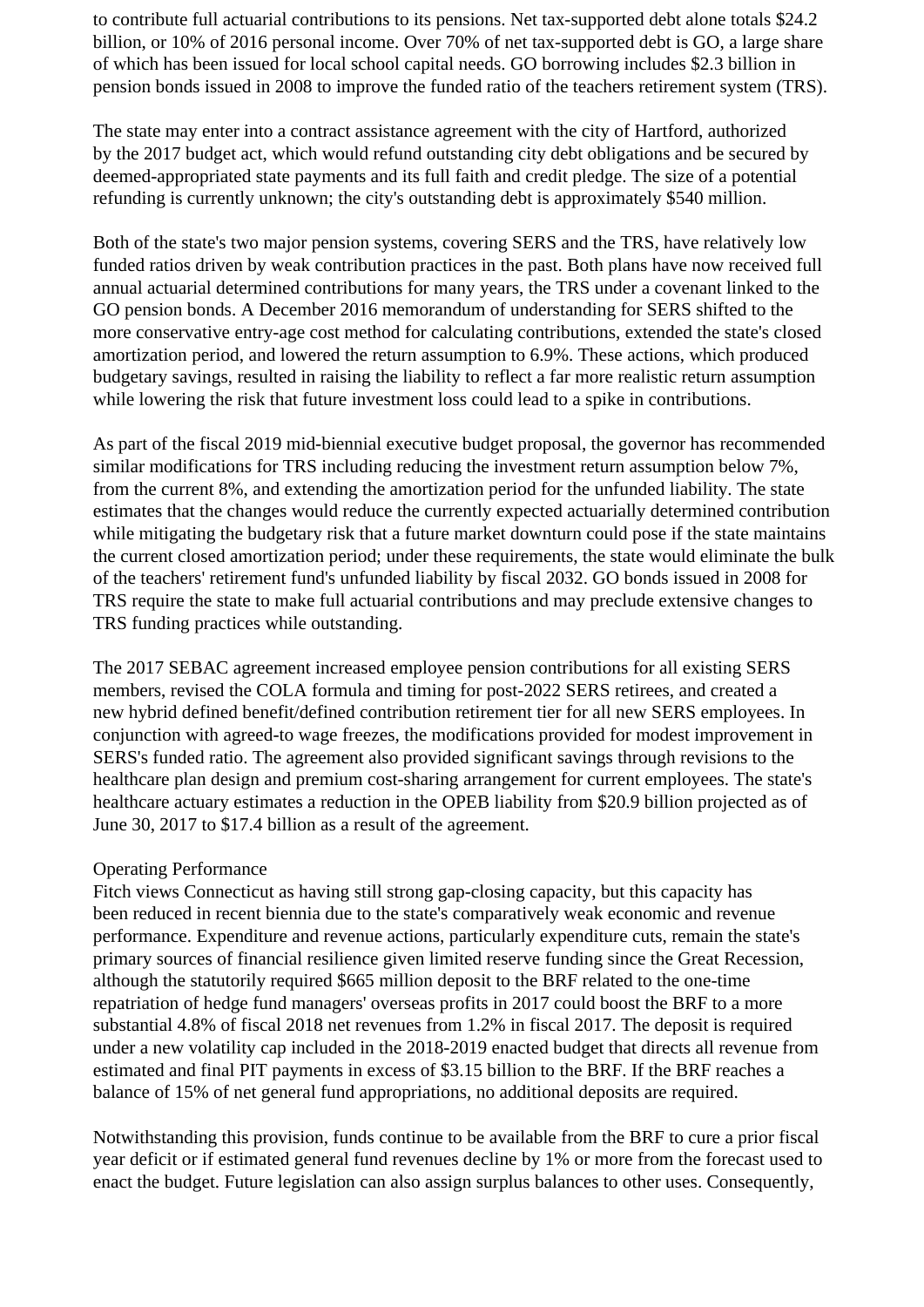to contribute full actuarial contributions to its pensions. Net tax-supported debt alone totals $24.2 billion, or 10% of 2016 personal income. Over 70% of net tax-supported debt is GO, a large share of which has been issued for local school capital needs. GO borrowing includes $2.3 billion in pension bonds issued in 2008 to improve the funded ratio of the teachers retirement system (TRS).

The state may enter into a contract assistance agreement with the city of Hartford, authorized by the 2017 budget act, which would refund outstanding city debt obligations and be secured by deemed-appropriated state payments and its full faith and credit pledge. The size of a potential refunding is currently unknown; the city's outstanding debt is approximately $540 million.

Both of the state's two major pension systems, covering SERS and the TRS, have relatively low funded ratios driven by weak contribution practices in the past. Both plans have now received full annual actuarial determined contributions for many years, the TRS under a covenant linked to the GO pension bonds. A December 2016 memorandum of understanding for SERS shifted to the more conservative entry-age cost method for calculating contributions, extended the state's closed amortization period, and lowered the return assumption to 6.9%. These actions, which produced budgetary savings, resulted in raising the liability to reflect a far more realistic return assumption while lowering the risk that future investment loss could lead to a spike in contributions.

As part of the fiscal 2019 mid-biennial executive budget proposal, the governor has recommended similar modifications for TRS including reducing the investment return assumption below 7%, from the current 8%, and extending the amortization period for the unfunded liability. The state estimates that the changes would reduce the currently expected actuarially determined contribution while mitigating the budgetary risk that a future market downturn could pose if the state maintains the current closed amortization period; under these requirements, the state would eliminate the bulk of the teachers' retirement fund's unfunded liability by fiscal 2032. GO bonds issued in 2008 for TRS require the state to make full actuarial contributions and may preclude extensive changes to TRS funding practices while outstanding.

The 2017 SEBAC agreement increased employee pension contributions for all existing SERS members, revised the COLA formula and timing for post-2022 SERS retirees, and created a new hybrid defined benefit/defined contribution retirement tier for all new SERS employees. In conjunction with agreed-to wage freezes, the modifications provided for modest improvement in SERS's funded ratio. The agreement also provided significant savings through revisions to the healthcare plan design and premium cost-sharing arrangement for current employees. The state's healthcare actuary estimates a reduction in the OPEB liability from $20.9 billion projected as of June 30, 2017 to $17.4 billion as a result of the agreement.

Operating Performance

Fitch views Connecticut as having still strong gap-closing capacity, but this capacity has been reduced in recent biennia due to the state's comparatively weak economic and revenue performance. Expenditure and revenue actions, particularly expenditure cuts, remain the state's primary sources of financial resilience given limited reserve funding since the Great Recession, although the statutorily required $665 million deposit to the BRF related to the one-time repatriation of hedge fund managers' overseas profits in 2017 could boost the BRF to a more substantial 4.8% of fiscal 2018 net revenues from 1.2% in fiscal 2017. The deposit is required under a new volatility cap included in the 2018-2019 enacted budget that directs all revenue from estimated and final PIT payments in excess of $3.15 billion to the BRF. If the BRF reaches a balance of 15% of net general fund appropriations, no additional deposits are required.

Notwithstanding this provision, funds continue to be available from the BRF to cure a prior fiscal year deficit or if estimated general fund revenues decline by 1% or more from the forecast used to enact the budget. Future legislation can also assign surplus balances to other uses. Consequently,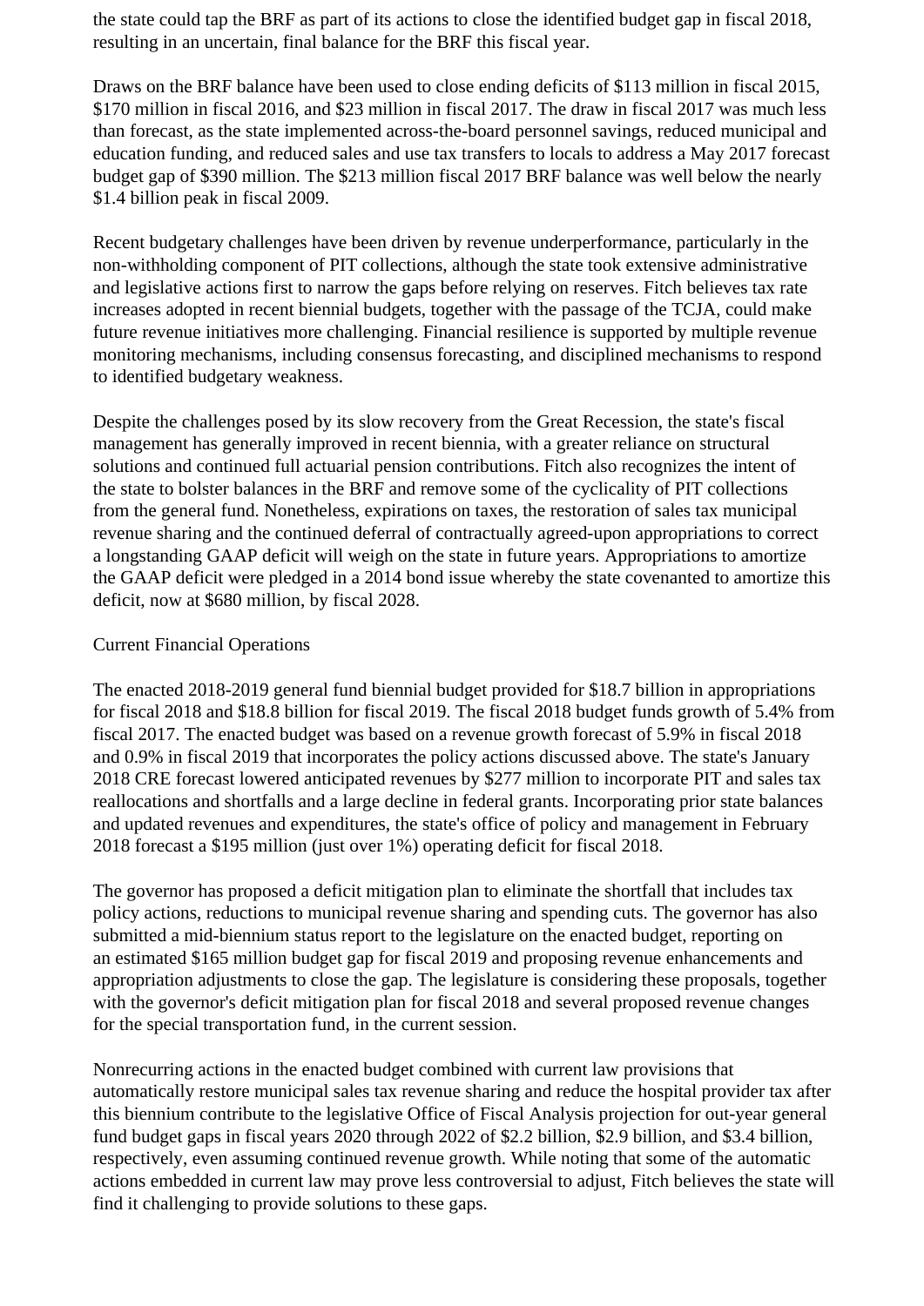the state could tap the BRF as part of its actions to close the identified budget gap in fiscal 2018, resulting in an uncertain, final balance for the BRF this fiscal year.

Draws on the BRF balance have been used to close ending deficits of $113 million in fiscal 2015, $170 million in fiscal 2016, and $23 million in fiscal 2017. The draw in fiscal 2017 was much less than forecast, as the state implemented across-the-board personnel savings, reduced municipal and education funding, and reduced sales and use tax transfers to locals to address a May 2017 forecast budget gap of $390 million. The $213 million fiscal 2017 BRF balance was well below the nearly $1.4 billion peak in fiscal 2009.

Recent budgetary challenges have been driven by revenue underperformance, particularly in the non-withholding component of PIT collections, although the state took extensive administrative and legislative actions first to narrow the gaps before relying on reserves. Fitch believes tax rate increases adopted in recent biennial budgets, together with the passage of the TCJA, could make future revenue initiatives more challenging. Financial resilience is supported by multiple revenue monitoring mechanisms, including consensus forecasting, and disciplined mechanisms to respond to identified budgetary weakness.

Despite the challenges posed by its slow recovery from the Great Recession, the state's fiscal management has generally improved in recent biennia, with a greater reliance on structural solutions and continued full actuarial pension contributions. Fitch also recognizes the intent of the state to bolster balances in the BRF and remove some of the cyclicality of PIT collections from the general fund. Nonetheless, expirations on taxes, the restoration of sales tax municipal revenue sharing and the continued deferral of contractually agreed-upon appropriations to correct a longstanding GAAP deficit will weigh on the state in future years. Appropriations to amortize the GAAP deficit were pledged in a 2014 bond issue whereby the state covenanted to amortize this deficit, now at $680 million, by fiscal 2028.

Current Financial Operations

The enacted 2018-2019 general fund biennial budget provided for $18.7 billion in appropriations for fiscal 2018 and $18.8 billion for fiscal 2019. The fiscal 2018 budget funds growth of 5.4% from fiscal 2017. The enacted budget was based on a revenue growth forecast of 5.9% in fiscal 2018 and 0.9% in fiscal 2019 that incorporates the policy actions discussed above. The state's January 2018 CRE forecast lowered anticipated revenues by $277 million to incorporate PIT and sales tax reallocations and shortfalls and a large decline in federal grants. Incorporating prior state balances and updated revenues and expenditures, the state's office of policy and management in February 2018 forecast a $195 million (just over 1%) operating deficit for fiscal 2018.

The governor has proposed a deficit mitigation plan to eliminate the shortfall that includes tax policy actions, reductions to municipal revenue sharing and spending cuts. The governor has also submitted a mid-biennium status report to the legislature on the enacted budget, reporting on an estimated $165 million budget gap for fiscal 2019 and proposing revenue enhancements and appropriation adjustments to close the gap. The legislature is considering these proposals, together with the governor's deficit mitigation plan for fiscal 2018 and several proposed revenue changes for the special transportation fund, in the current session.

Nonrecurring actions in the enacted budget combined with current law provisions that automatically restore municipal sales tax revenue sharing and reduce the hospital provider tax after this biennium contribute to the legislative Office of Fiscal Analysis projection for out-year general fund budget gaps in fiscal years 2020 through 2022 of $2.2 billion, $2.9 billion, and $3.4 billion, respectively, even assuming continued revenue growth. While noting that some of the automatic actions embedded in current law may prove less controversial to adjust, Fitch believes the state will find it challenging to provide solutions to these gaps.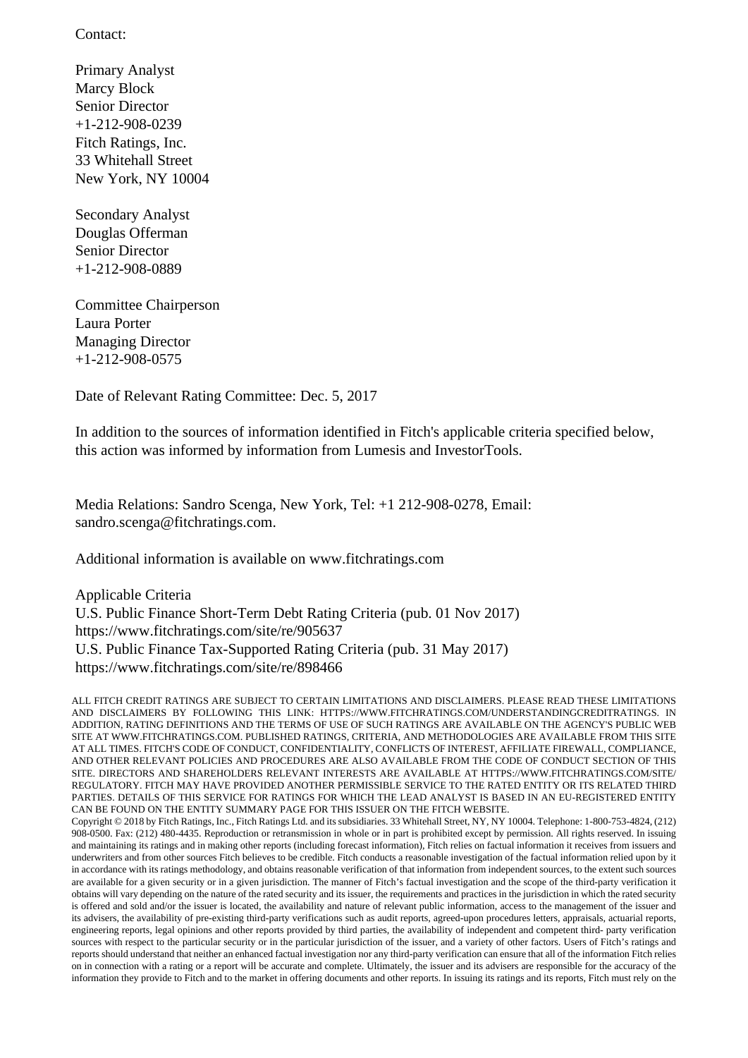Contact:

Primary Analyst
Marcy Block
Senior Director
+1-212-908-0239
Fitch Ratings, Inc.
33 Whitehall Street
New York, NY 10004

Secondary Analyst
Douglas Offerman
Senior Director
+1-212-908-0889

Committee Chairperson
Laura Porter
Managing Director
+1-212-908-0575

Date of Relevant Rating Committee: Dec. 5, 2017

In addition to the sources of information identified in Fitch's applicable criteria specified below, this action was informed by information from Lumesis and InvestorTools.

Media Relations: Sandro Scenga, New York, Tel: +1 212-908-0278, Email: sandro.scenga@fitchratings.com.

Additional information is available on www.fitchratings.com

Applicable Criteria
U.S. Public Finance Short-Term Debt Rating Criteria (pub. 01 Nov 2017)
https://www.fitchratings.com/site/re/905637
U.S. Public Finance Tax-Supported Rating Criteria (pub. 31 May 2017)
https://www.fitchratings.com/site/re/898466

ALL FITCH CREDIT RATINGS ARE SUBJECT TO CERTAIN LIMITATIONS AND DISCLAIMERS. PLEASE READ THESE LIMITATIONS AND DISCLAIMERS BY FOLLOWING THIS LINK: HTTPS://WWW.FITCHRATINGS.COM/UNDERSTANDINGCREDITRATINGS. IN ADDITION, RATING DEFINITIONS AND THE TERMS OF USE OF SUCH RATINGS ARE AVAILABLE ON THE AGENCY'S PUBLIC WEB SITE AT WWW.FITCHRATINGS.COM. PUBLISHED RATINGS, CRITERIA, AND METHODOLOGIES ARE AVAILABLE FROM THIS SITE AT ALL TIMES. FITCH'S CODE OF CONDUCT, CONFIDENTIALITY, CONFLICTS OF INTEREST, AFFILIATE FIREWALL, COMPLIANCE, AND OTHER RELEVANT POLICIES AND PROCEDURES ARE ALSO AVAILABLE FROM THE CODE OF CONDUCT SECTION OF THIS SITE. DIRECTORS AND SHAREHOLDERS RELEVANT INTERESTS ARE AVAILABLE AT HTTPS://WWW.FITCHRATINGS.COM/SITE/REGULATORY. FITCH MAY HAVE PROVIDED ANOTHER PERMISSIBLE SERVICE TO THE RATED ENTITY OR ITS RELATED THIRD PARTIES. DETAILS OF THIS SERVICE FOR RATINGS FOR WHICH THE LEAD ANALYST IS BASED IN AN EU-REGISTERED ENTITY CAN BE FOUND ON THE ENTITY SUMMARY PAGE FOR THIS ISSUER ON THE FITCH WEBSITE.

Copyright © 2018 by Fitch Ratings, Inc., Fitch Ratings Ltd. and its subsidiaries. 33 Whitehall Street, NY, NY 10004. Telephone: 1-800-753-4824, (212) 908-0500. Fax: (212) 480-4435. Reproduction or retransmission in whole or in part is prohibited except by permission. All rights reserved. In issuing and maintaining its ratings and in making other reports (including forecast information), Fitch relies on factual information it receives from issuers and underwriters and from other sources Fitch believes to be credible. Fitch conducts a reasonable investigation of the factual information relied upon by it in accordance with its ratings methodology, and obtains reasonable verification of that information from independent sources, to the extent such sources are available for a given security or in a given jurisdiction. The manner of Fitch's factual investigation and the scope of the third-party verification it obtains will vary depending on the nature of the rated security and its issuer, the requirements and practices in the jurisdiction in which the rated security is offered and sold and/or the issuer is located, the availability and nature of relevant public information, access to the management of the issuer and its advisers, the availability of pre-existing third-party verifications such as audit reports, agreed-upon procedures letters, appraisals, actuarial reports, engineering reports, legal opinions and other reports provided by third parties, the availability of independent and competent third- party verification sources with respect to the particular security or in the particular jurisdiction of the issuer, and a variety of other factors. Users of Fitch's ratings and reports should understand that neither an enhanced factual investigation nor any third-party verification can ensure that all of the information Fitch relies on in connection with a rating or a report will be accurate and complete. Ultimately, the issuer and its advisers are responsible for the accuracy of the information they provide to Fitch and to the market in offering documents and other reports. In issuing its ratings and its reports, Fitch must rely on the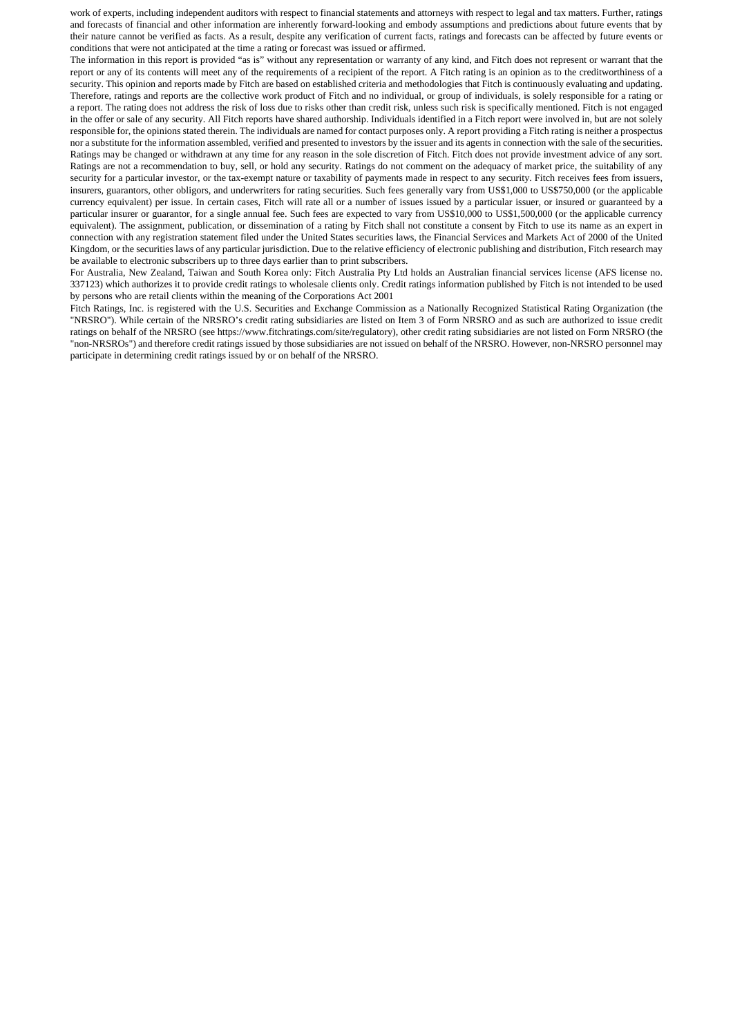work of experts, including independent auditors with respect to financial statements and attorneys with respect to legal and tax matters. Further, ratings and forecasts of financial and other information are inherently forward-looking and embody assumptions and predictions about future events that by their nature cannot be verified as facts. As a result, despite any verification of current facts, ratings and forecasts can be affected by future events or conditions that were not anticipated at the time a rating or forecast was issued or affirmed.

The information in this report is provided "as is" without any representation or warranty of any kind, and Fitch does not represent or warrant that the report or any of its contents will meet any of the requirements of a recipient of the report. A Fitch rating is an opinion as to the creditworthiness of a security. This opinion and reports made by Fitch are based on established criteria and methodologies that Fitch is continuously evaluating and updating. Therefore, ratings and reports are the collective work product of Fitch and no individual, or group of individuals, is solely responsible for a rating or a report. The rating does not address the risk of loss due to risks other than credit risk, unless such risk is specifically mentioned. Fitch is not engaged in the offer or sale of any security. All Fitch reports have shared authorship. Individuals identified in a Fitch report were involved in, but are not solely responsible for, the opinions stated therein. The individuals are named for contact purposes only. A report providing a Fitch rating is neither a prospectus nor a substitute for the information assembled, verified and presented to investors by the issuer and its agents in connection with the sale of the securities. Ratings may be changed or withdrawn at any time for any reason in the sole discretion of Fitch. Fitch does not provide investment advice of any sort. Ratings are not a recommendation to buy, sell, or hold any security. Ratings do not comment on the adequacy of market price, the suitability of any security for a particular investor, or the tax-exempt nature or taxability of payments made in respect to any security. Fitch receives fees from issuers, insurers, guarantors, other obligors, and underwriters for rating securities. Such fees generally vary from US$1,000 to US$750,000 (or the applicable currency equivalent) per issue. In certain cases, Fitch will rate all or a number of issues issued by a particular issuer, or insured or guaranteed by a particular insurer or guarantor, for a single annual fee. Such fees are expected to vary from US$10,000 to US$1,500,000 (or the applicable currency equivalent). The assignment, publication, or dissemination of a rating by Fitch shall not constitute a consent by Fitch to use its name as an expert in connection with any registration statement filed under the United States securities laws, the Financial Services and Markets Act of 2000 of the United Kingdom, or the securities laws of any particular jurisdiction. Due to the relative efficiency of electronic publishing and distribution, Fitch research may be available to electronic subscribers up to three days earlier than to print subscribers.

For Australia, New Zealand, Taiwan and South Korea only: Fitch Australia Pty Ltd holds an Australian financial services license (AFS license no. 337123) which authorizes it to provide credit ratings to wholesale clients only. Credit ratings information published by Fitch is not intended to be used by persons who are retail clients within the meaning of the Corporations Act 2001

Fitch Ratings, Inc. is registered with the U.S. Securities and Exchange Commission as a Nationally Recognized Statistical Rating Organization (the "NRSRO"). While certain of the NRSRO's credit rating subsidiaries are listed on Item 3 of Form NRSRO and as such are authorized to issue credit ratings on behalf of the NRSRO (see https://www.fitchratings.com/site/regulatory), other credit rating subsidiaries are not listed on Form NRSRO (the "non-NRSROs") and therefore credit ratings issued by those subsidiaries are not issued on behalf of the NRSRO. However, non-NRSRO personnel may participate in determining credit ratings issued by or on behalf of the NRSRO.